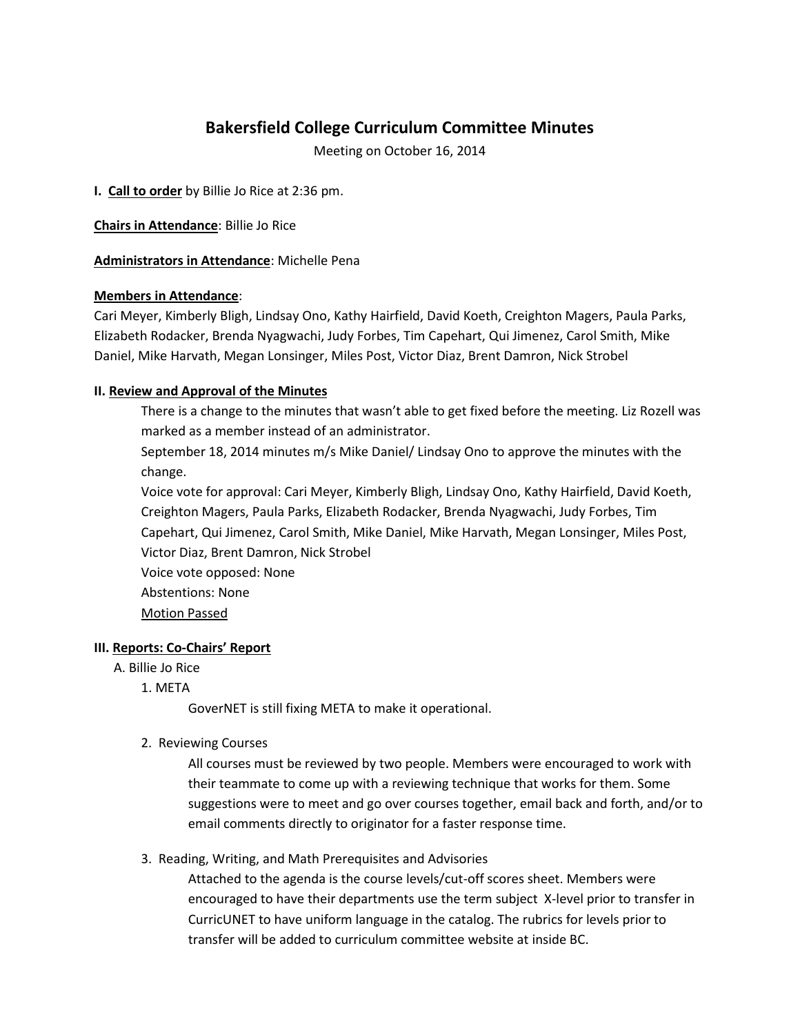# Bakersfield College Curriculum Committee Minutes

Meeting on October 16, 2014

**I. Call to order** by Billie Jo Rice at 2:36 pm.

**Chairs in Attendance**: Billie Jo Rice

**Administrators in Attendance**: Michelle Pena

**Members in Attendance**:
Cari Meyer, Kimberly Bligh, Lindsay Ono, Kathy Hairfield, David Koeth, Creighton Magers, Paula Parks, Elizabeth Rodacker, Brenda Nyagwachi, Judy Forbes, Tim Capehart, Qui Jimenez, Carol Smith, Mike Daniel, Mike Harvath, Megan Lonsinger, Miles Post, Victor Diaz, Brent Damron, Nick Strobel

**II. Review and Approval of the Minutes**

There is a change to the minutes that wasn't able to get fixed before the meeting. Liz Rozell was marked as a member instead of an administrator.

September 18, 2014 minutes m/s Mike Daniel/ Lindsay Ono to approve the minutes with the change.

Voice vote for approval: Cari Meyer, Kimberly Bligh, Lindsay Ono, Kathy Hairfield, David Koeth, Creighton Magers, Paula Parks, Elizabeth Rodacker, Brenda Nyagwachi, Judy Forbes, Tim Capehart, Qui Jimenez, Carol Smith, Mike Daniel, Mike Harvath, Megan Lonsinger, Miles Post, Victor Diaz, Brent Damron, Nick Strobel

Voice vote opposed: None

Abstentions: None

Motion Passed

**III. Reports: Co-Chairs' Report**

A. Billie Jo Rice

1. META

   GoverNET is still fixing META to make it operational.

2. Reviewing Courses

   All courses must be reviewed by two people. Members were encouraged to work with their teammate to come up with a reviewing technique that works for them. Some suggestions were to meet and go over courses together, email back and forth, and/or to email comments directly to originator for a faster response time.

3. Reading, Writing, and Math Prerequisites and Advisories

   Attached to the agenda is the course levels/cut-off scores sheet. Members were encouraged to have their departments use the term subject X-level prior to transfer in CurricUNET to have uniform language in the catalog. The rubrics for levels prior to transfer will be added to curriculum committee website at inside BC.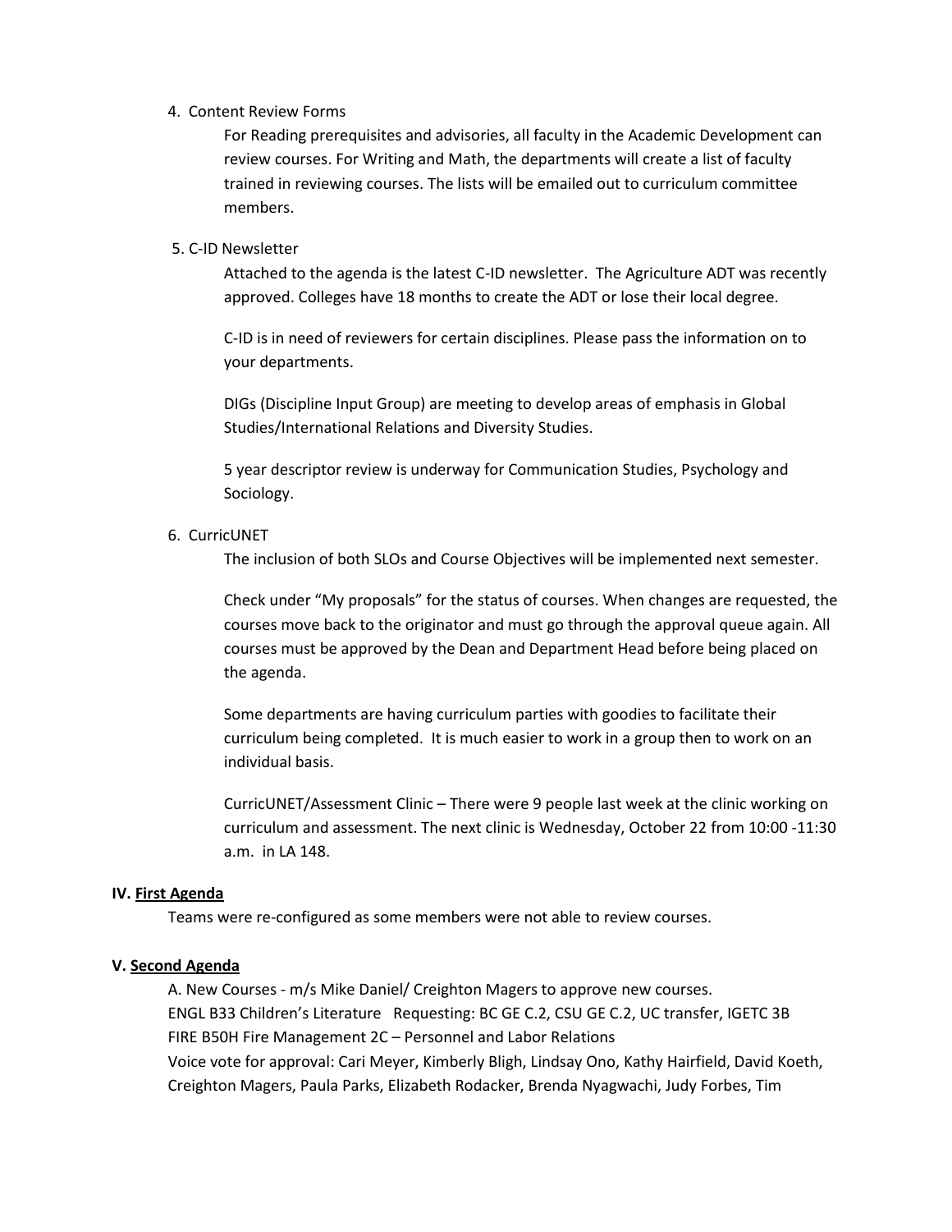4. Content Review Forms

   For Reading prerequisites and advisories, all faculty in the Academic Development can review courses. For Writing and Math, the departments will create a list of faculty trained in reviewing courses. The lists will be emailed out to curriculum committee members.

5. C-ID Newsletter

   Attached to the agenda is the latest C-ID newsletter. The Agriculture ADT was recently approved. Colleges have 18 months to create the ADT or lose their local degree.

   C-ID is in need of reviewers for certain disciplines. Please pass the information on to your departments.

   DIGs (Discipline Input Group) are meeting to develop areas of emphasis in Global Studies/International Relations and Diversity Studies.

   5 year descriptor review is underway for Communication Studies, Psychology and Sociology.

6. CurricUNET

   The inclusion of both SLOs and Course Objectives will be implemented next semester.

   Check under "My proposals" for the status of courses. When changes are requested, the courses move back to the originator and must go through the approval queue again. All courses must be approved by the Dean and Department Head before being placed on the agenda.

   Some departments are having curriculum parties with goodies to facilitate their curriculum being completed. It is much easier to work in a group then to work on an individual basis.

   CurricUNET/Assessment Clinic – There were 9 people last week at the clinic working on curriculum and assessment. The next clinic is Wednesday, October 22 from 10:00 -11:30 a.m. in LA 148.

**IV. <u>First Agenda</u>**

Teams were re-configured as some members were not able to review courses.

**V. <u>Second Agenda</u>**

A. New Courses - m/s Mike Daniel/ Creighton Magers to approve new courses.
ENGL B33 Children's Literature Requesting: BC GE C.2, CSU GE C.2, UC transfer, IGETC 3B
FIRE B50H Fire Management 2C – Personnel and Labor Relations
Voice vote for approval: Cari Meyer, Kimberly Bligh, Lindsay Ono, Kathy Hairfield, David Koeth, Creighton Magers, Paula Parks, Elizabeth Rodacker, Brenda Nyagwachi, Judy Forbes, Tim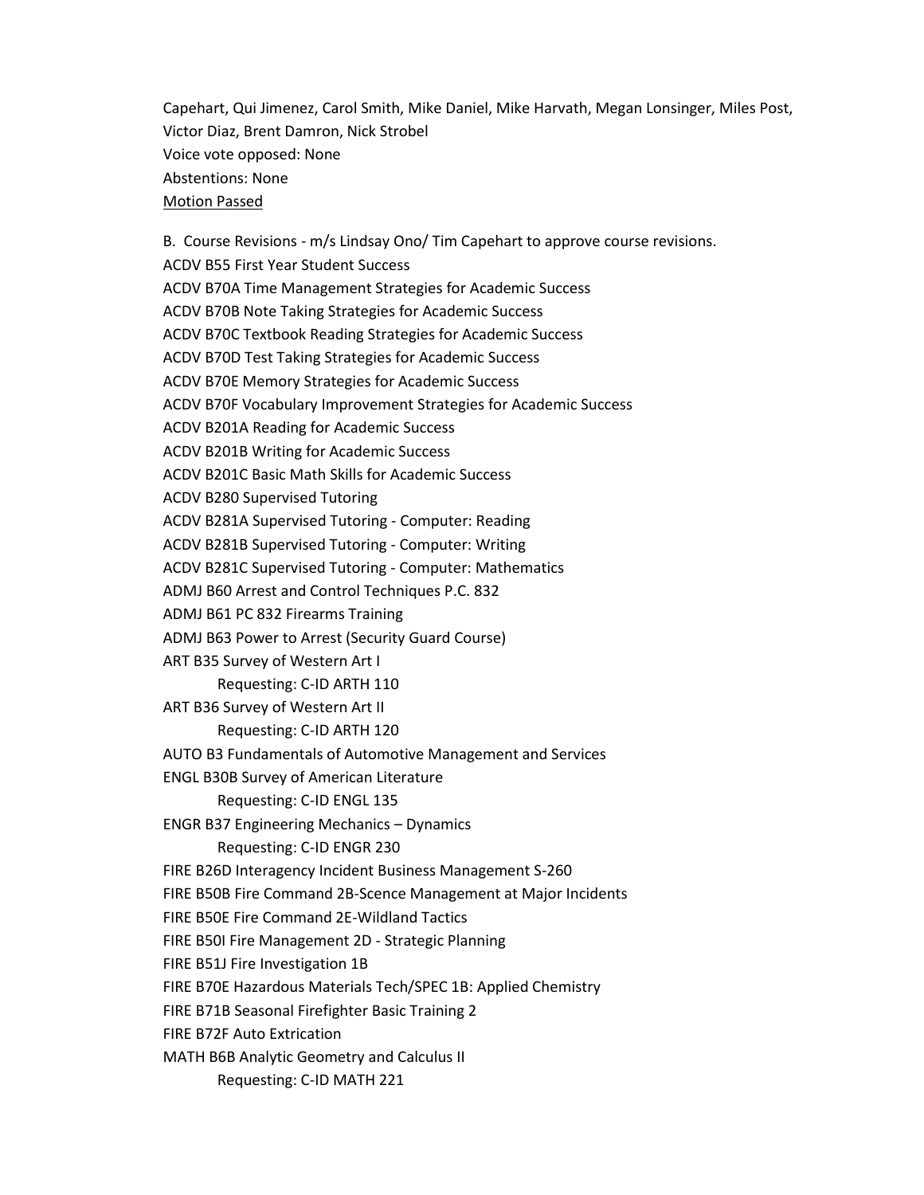Capehart, Qui Jimenez, Carol Smith, Mike Daniel, Mike Harvath, Megan Lonsinger, Miles Post, Victor Diaz, Brent Damron, Nick Strobel
Voice vote opposed: None
Abstentions: None
<u>Motion Passed</u>

B. Course Revisions - m/s Lindsay Ono/ Tim Capehart to approve course revisions.
ACDV B55 First Year Student Success
ACDV B70A Time Management Strategies for Academic Success
ACDV B70B Note Taking Strategies for Academic Success
ACDV B70C Textbook Reading Strategies for Academic Success
ACDV B70D Test Taking Strategies for Academic Success
ACDV B70E Memory Strategies for Academic Success
ACDV B70F Vocabulary Improvement Strategies for Academic Success
ACDV B201A Reading for Academic Success
ACDV B201B Writing for Academic Success
ACDV B201C Basic Math Skills for Academic Success
ACDV B280 Supervised Tutoring
ACDV B281A Supervised Tutoring - Computer: Reading
ACDV B281B Supervised Tutoring - Computer: Writing
ACDV B281C Supervised Tutoring - Computer: Mathematics
ADMJ B60 Arrest and Control Techniques P.C. 832
ADMJ B61 PC 832 Firearms Training
ADMJ B63 Power to Arrest (Security Guard Course)
ART B35 Survey of Western Art I
    Requesting: C-ID ARTH 110
ART B36 Survey of Western Art II
    Requesting: C-ID ARTH 120
AUTO B3 Fundamentals of Automotive Management and Services
ENGL B30B Survey of American Literature
    Requesting: C-ID ENGL 135
ENGR B37 Engineering Mechanics – Dynamics
    Requesting: C-ID ENGR 230
FIRE B26D Interagency Incident Business Management S-260
FIRE B50B Fire Command 2B-Scence Management at Major Incidents
FIRE B50E Fire Command 2E-Wildland Tactics
FIRE B50I Fire Management 2D - Strategic Planning
FIRE B51J Fire Investigation 1B
FIRE B70E Hazardous Materials Tech/SPEC 1B: Applied Chemistry
FIRE B71B Seasonal Firefighter Basic Training 2
FIRE B72F Auto Extrication
MATH B6B Analytic Geometry and Calculus II
    Requesting: C-ID MATH 221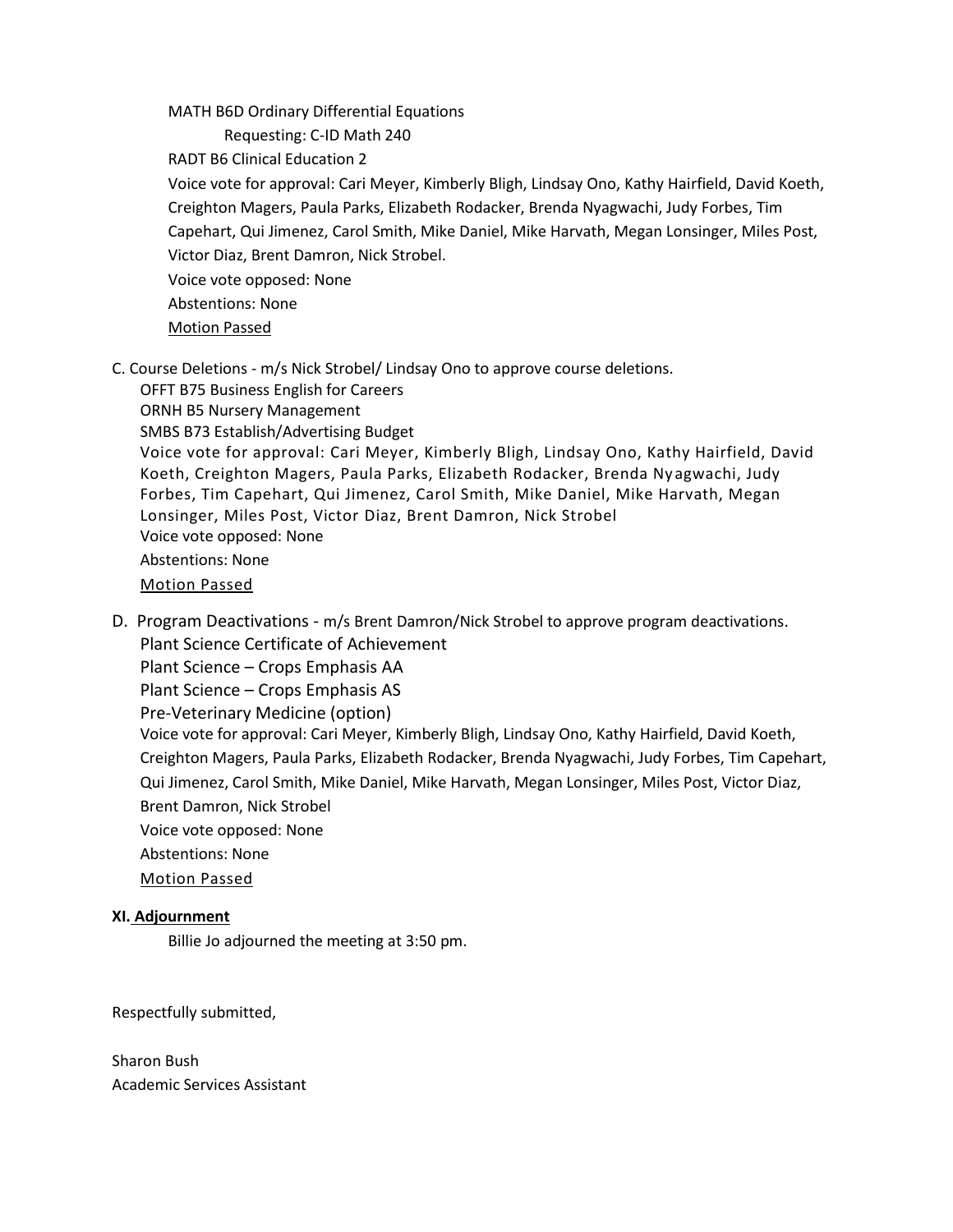MATH B6D Ordinary Differential Equations

Requesting: C-ID Math 240

RADT B6 Clinical Education 2

Voice vote for approval: Cari Meyer, Kimberly Bligh, Lindsay Ono, Kathy Hairfield, David Koeth, Creighton Magers, Paula Parks, Elizabeth Rodacker, Brenda Nyagwachi, Judy Forbes, Tim Capehart, Qui Jimenez, Carol Smith, Mike Daniel, Mike Harvath, Megan Lonsinger, Miles Post, Victor Diaz, Brent Damron, Nick Strobel.

Voice vote opposed: None

Abstentions: None

Motion Passed

C. Course Deletions - m/s Nick Strobel/ Lindsay Ono to approve course deletions.

OFFT B75 Business English for Careers

ORNH B5 Nursery Management

SMBS B73 Establish/Advertising Budget

Voice vote for approval: Cari Meyer, Kimberly Bligh, Lindsay Ono, Kathy Hairfield, David Koeth, Creighton Magers, Paula Parks, Elizabeth Rodacker, Brenda Nyagwachi, Judy Forbes, Tim Capehart, Qui Jimenez, Carol Smith, Mike Daniel, Mike Harvath, Megan Lonsinger, Miles Post, Victor Diaz, Brent Damron, Nick Strobel

Voice vote opposed: None

Abstentions: None

Motion Passed

D. Program Deactivations - m/s Brent Damron/Nick Strobel to approve program deactivations.

Plant Science Certificate of Achievement

Plant Science – Crops Emphasis AA

Plant Science – Crops Emphasis AS

Pre-Veterinary Medicine (option)

Voice vote for approval: Cari Meyer, Kimberly Bligh, Lindsay Ono, Kathy Hairfield, David Koeth, Creighton Magers, Paula Parks, Elizabeth Rodacker, Brenda Nyagwachi, Judy Forbes, Tim Capehart, Qui Jimenez, Carol Smith, Mike Daniel, Mike Harvath, Megan Lonsinger, Miles Post, Victor Diaz, Brent Damron, Nick Strobel

Voice vote opposed: None

Abstentions: None

Motion Passed

**XI. Adjournment**

Billie Jo adjourned the meeting at 3:50 pm.

Respectfully submitted,

Sharon Bush
Academic Services Assistant